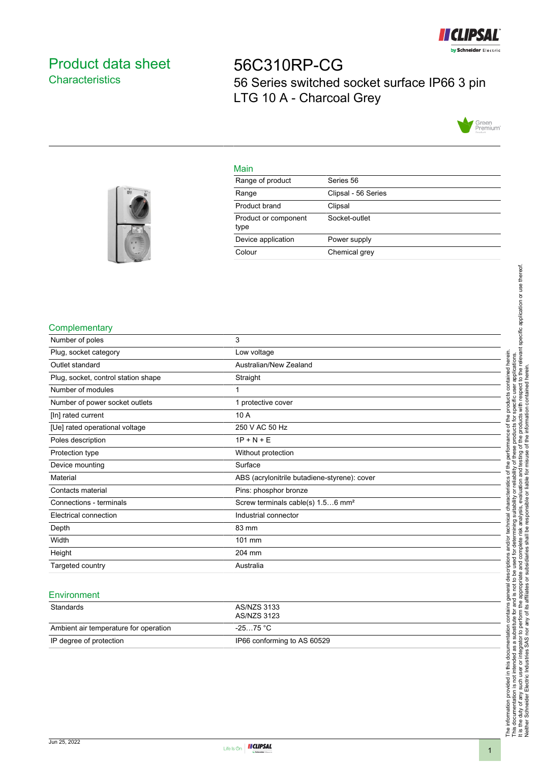# Product data sheet

## Characteristics

# 56C310RP-CG

56 Series switched socket surface IP66 3 pin LTG 10 A - Charcoal Grey

## Main

| | |
|---|---|
| Range of product | Series 56 |
| Range | Clipsal - 56 Series |
| Product brand | Clipsal |
| Product or component type | Socket-outlet |
| Device application | Power supply |
| Colour | Chemical grey |

## Complementary

| | |
|---|---|
| Number of poles | 3 |
| Plug, socket category | Low voltage |
| Outlet standard | Australian/New Zealand |
| Plug, socket, control station shape | Straight |
| Number of modules | 1 |
| Number of power socket outlets | 1 protective cover |
| [In] rated current | 10 A |
| [Ue] rated operational voltage | 250 V AC 50 Hz |
| Poles description | 1P + N + E |
| Protection type | Without protection |
| Device mounting | Surface |
| Material | ABS (acrylonitrile butadiene-styrene): cover |
| Contacts material | Pins: phosphor bronze |
| Connections - terminals | Screw terminals cable(s) 1.5…6 mm² |
| Electrical connection | Industrial connector |
| Depth | 83 mm |
| Width | 101 mm |
| Height | 204 mm |
| Targeted country | Australia |

## Environment

| | |
|---|---|
| Standards | AS/NZS 3133<br>AS/NZS 3123 |
| Ambient air temperature for operation | -25…75 °C |
| IP degree of protection | IP66 conforming to AS 60529 |

The information provided in this documentation contains general descriptions and/or technical characteristics of the performance of the products contained herein. This documentation is not intended as a substitute for and is not to be used for determining suitability or reliability of these products for specific user applications. It is the duty of any such user or integrator to perform the appropriate and complete risk analysis, evaluation and testing of the products with respect to the relevant specific application or use thereof. Neither Schneider Electric Industries SAS nor any of its affiliates or subsidiaries shall be responsible or liable for misuse of the information contained herein.

Jun 25, 2022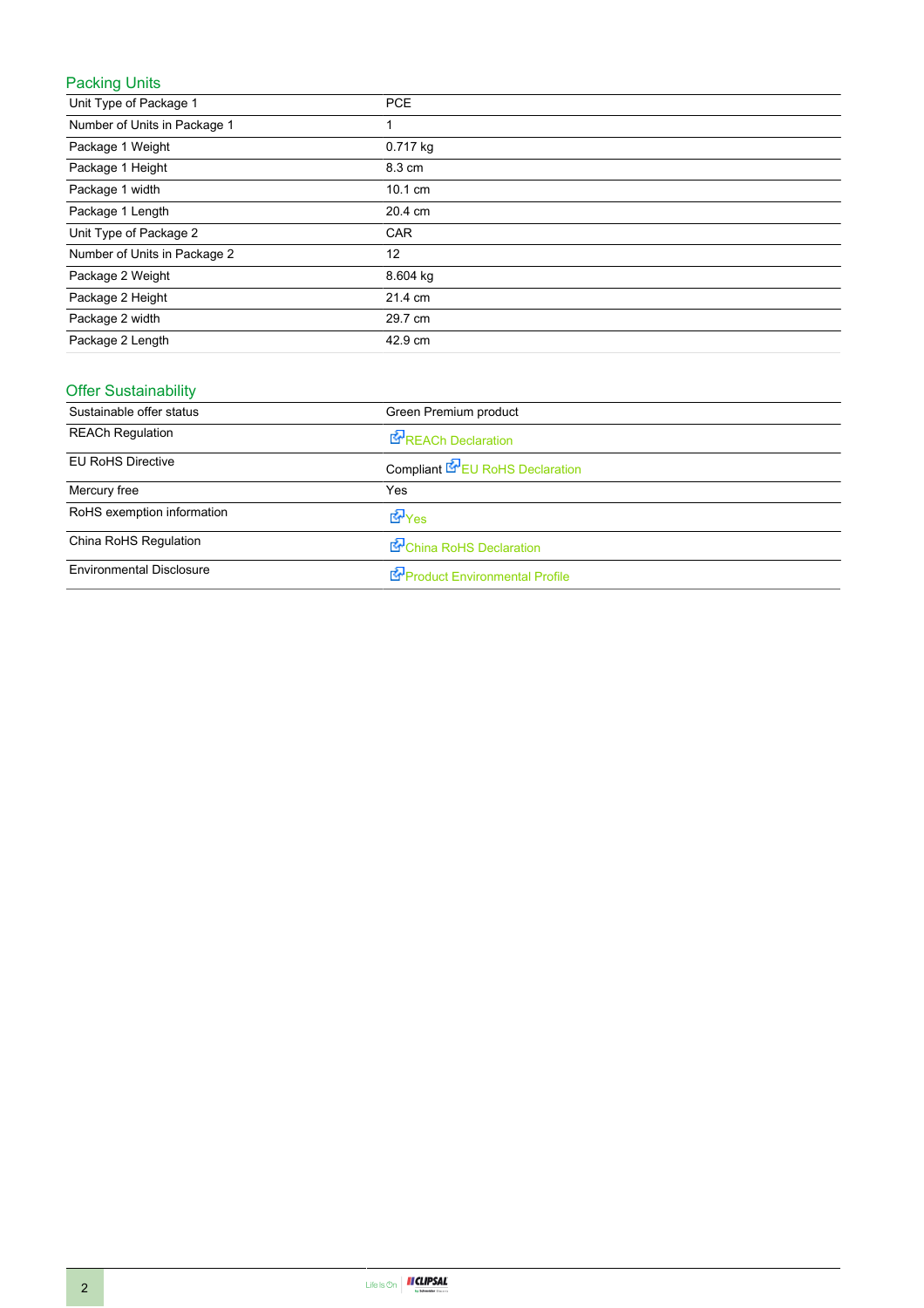## Packing Units

| | |
|---|---|
| Unit Type of Package 1 | PCE |
| Number of Units in Package 1 | 1 |
| Package 1 Weight | 0.717 kg |
| Package 1 Height | 8.3 cm |
| Package 1 width | 10.1 cm |
| Package 1 Length | 20.4 cm |
| Unit Type of Package 2 | CAR |
| Number of Units in Package 2 | 12 |
| Package 2 Weight | 8.604 kg |
| Package 2 Height | 21.4 cm |
| Package 2 width | 29.7 cm |
| Package 2 Length | 42.9 cm |

## Offer Sustainability

| | |
|---|---|
| Sustainable offer status | Green Premium product |
| REACh Regulation | REACh Declaration |
| EU RoHS Directive | Compliant EU RoHS Declaration |
| Mercury free | Yes |
| RoHS exemption information | Yes |
| China RoHS Regulation | China RoHS Declaration |
| Environmental Disclosure | Product Environmental Profile |